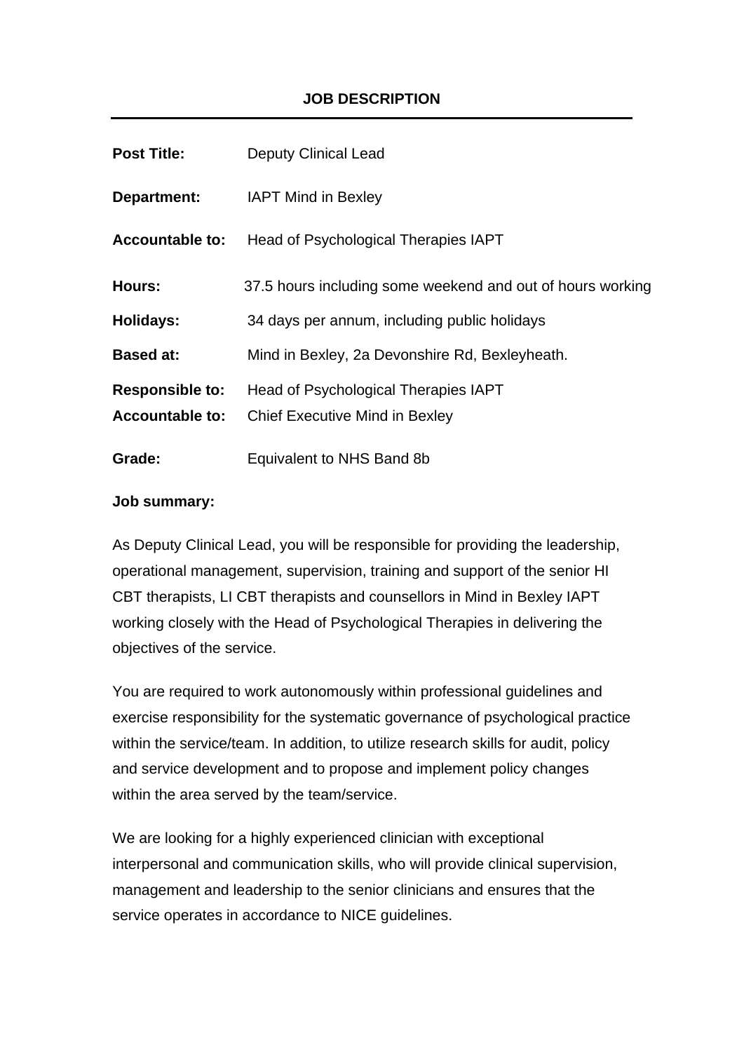# JOB DESCRIPTION

---

**Post Title:** Deputy Clinical Lead

**Department:** IAPT Mind in Bexley

**Accountable to:** Head of Psychological Therapies IAPT

**Hours:** 37.5 hours including some weekend and out of hours working

**Holidays:** 34 days per annum, including public holidays

**Based at:** Mind in Bexley, 2a Devonshire Rd, Bexleyheath.

**Responsible to:** Head of Psychological Therapies IAPT
**Accountable to:** Chief Executive Mind in Bexley

**Grade:** Equivalent to NHS Band 8b

**Job summary:**

As Deputy Clinical Lead, you will be responsible for providing the leadership, operational management, supervision, training and support of the senior HI CBT therapists, LI CBT therapists and counsellors in Mind in Bexley IAPT working closely with the Head of Psychological Therapies in delivering the objectives of the service.

You are required to work autonomously within professional guidelines and exercise responsibility for the systematic governance of psychological practice within the service/team. In addition, to utilize research skills for audit, policy and service development and to propose and implement policy changes within the area served by the team/service.

We are looking for a highly experienced clinician with exceptional interpersonal and communication skills, who will provide clinical supervision, management and leadership to the senior clinicians and ensures that the service operates in accordance to NICE guidelines.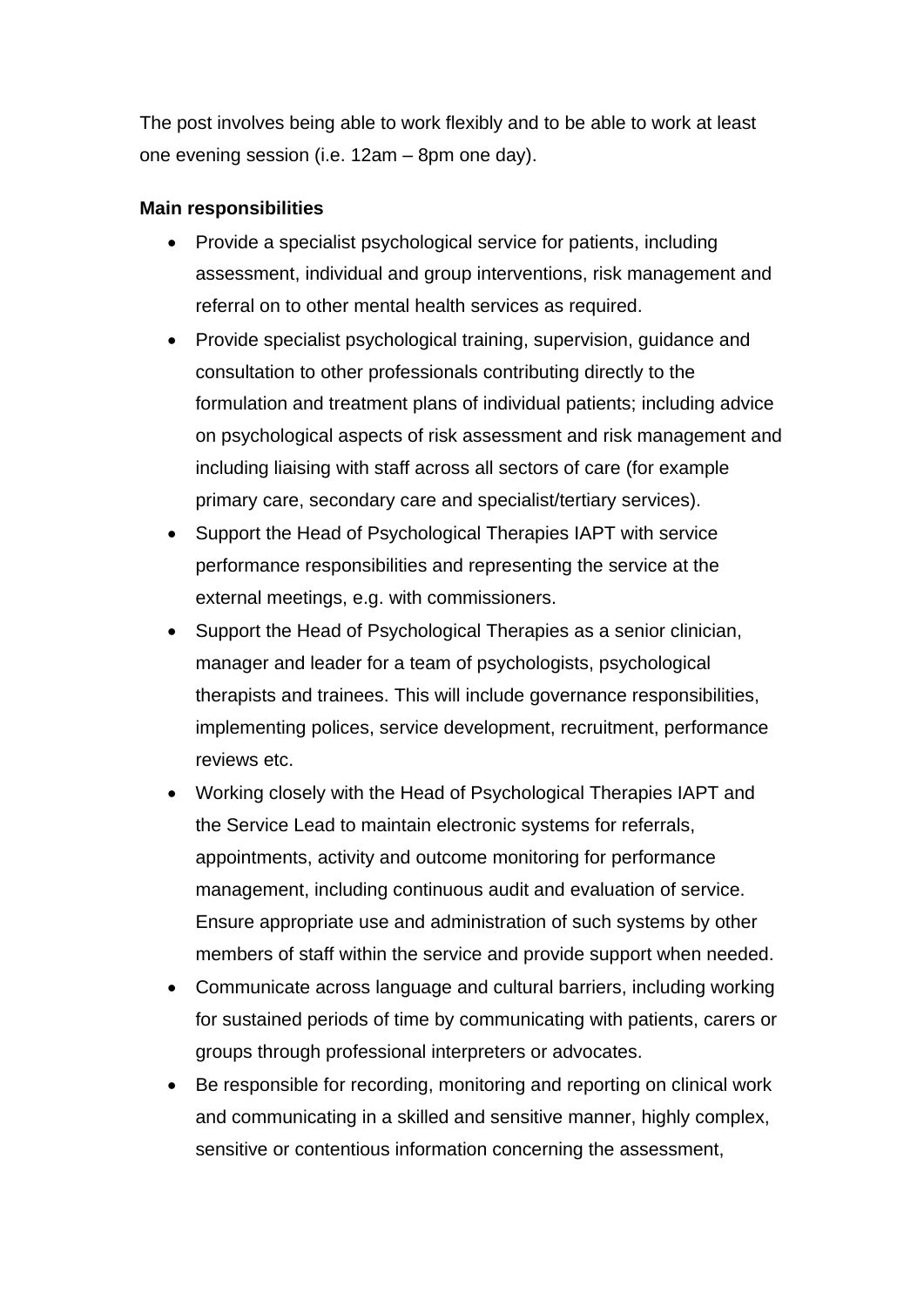The post involves being able to work flexibly and to be able to work at least one evening session (i.e. 12am – 8pm one day).

**Main responsibilities**

- Provide a specialist psychological service for patients, including assessment, individual and group interventions, risk management and referral on to other mental health services as required.
- Provide specialist psychological training, supervision, guidance and consultation to other professionals contributing directly to the formulation and treatment plans of individual patients; including advice on psychological aspects of risk assessment and risk management and including liaising with staff across all sectors of care (for example primary care, secondary care and specialist/tertiary services).
- Support the Head of Psychological Therapies IAPT with service performance responsibilities and representing the service at the external meetings, e.g. with commissioners.
- Support the Head of Psychological Therapies as a senior clinician, manager and leader for a team of psychologists, psychological therapists and trainees. This will include governance responsibilities, implementing polices, service development, recruitment, performance reviews etc.
- Working closely with the Head of Psychological Therapies IAPT and the Service Lead to maintain electronic systems for referrals, appointments, activity and outcome monitoring for performance management, including continuous audit and evaluation of service. Ensure appropriate use and administration of such systems by other members of staff within the service and provide support when needed.
- Communicate across language and cultural barriers, including working for sustained periods of time by communicating with patients, carers or groups through professional interpreters or advocates.
- Be responsible for recording, monitoring and reporting on clinical work and communicating in a skilled and sensitive manner, highly complex, sensitive or contentious information concerning the assessment,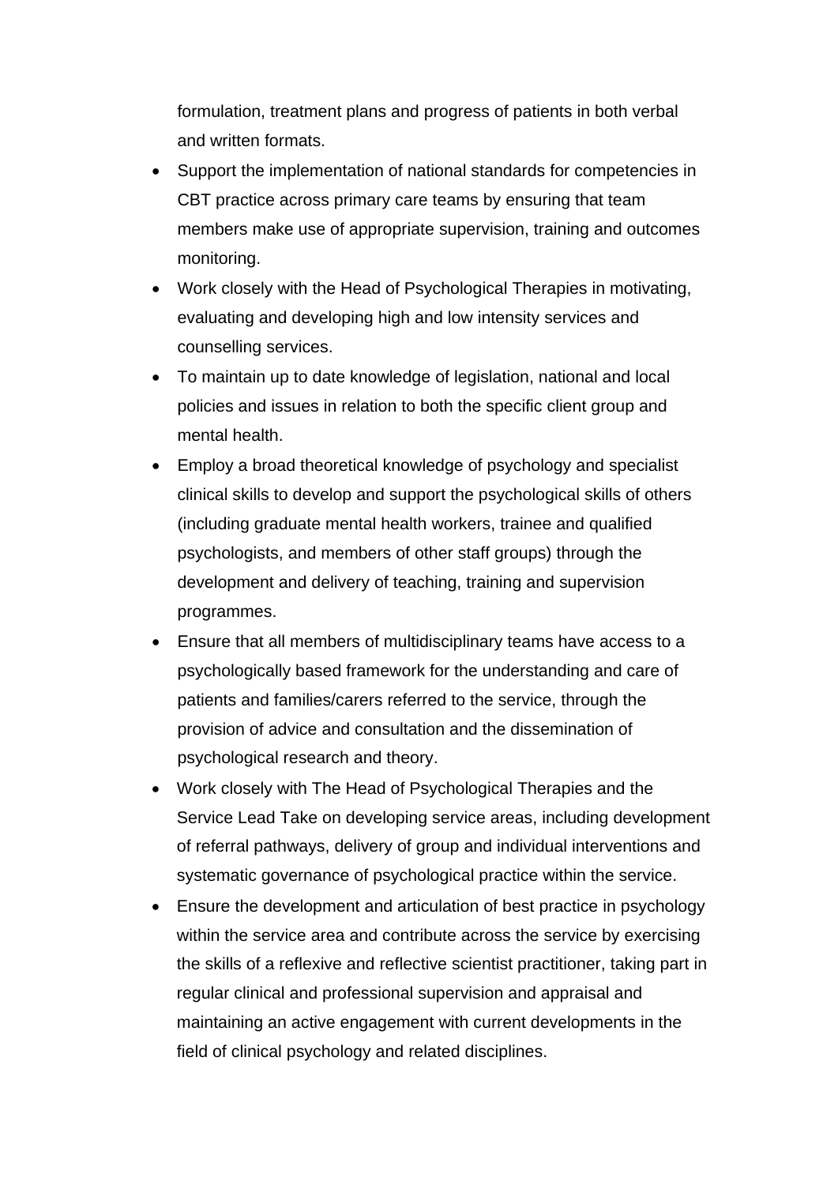formulation, treatment plans and progress of patients in both verbal and written formats.

- Support the implementation of national standards for competencies in CBT practice across primary care teams by ensuring that team members make use of appropriate supervision, training and outcomes monitoring.
- Work closely with the Head of Psychological Therapies in motivating, evaluating and developing high and low intensity services and counselling services.
- To maintain up to date knowledge of legislation, national and local policies and issues in relation to both the specific client group and mental health.
- Employ a broad theoretical knowledge of psychology and specialist clinical skills to develop and support the psychological skills of others (including graduate mental health workers, trainee and qualified psychologists, and members of other staff groups) through the development and delivery of teaching, training and supervision programmes.
- Ensure that all members of multidisciplinary teams have access to a psychologically based framework for the understanding and care of patients and families/carers referred to the service, through the provision of advice and consultation and the dissemination of psychological research and theory.
- Work closely with The Head of Psychological Therapies and the Service Lead Take on developing service areas, including development of referral pathways, delivery of group and individual interventions and systematic governance of psychological practice within the service.
- Ensure the development and articulation of best practice in psychology within the service area and contribute across the service by exercising the skills of a reflexive and reflective scientist practitioner, taking part in regular clinical and professional supervision and appraisal and maintaining an active engagement with current developments in the field of clinical psychology and related disciplines.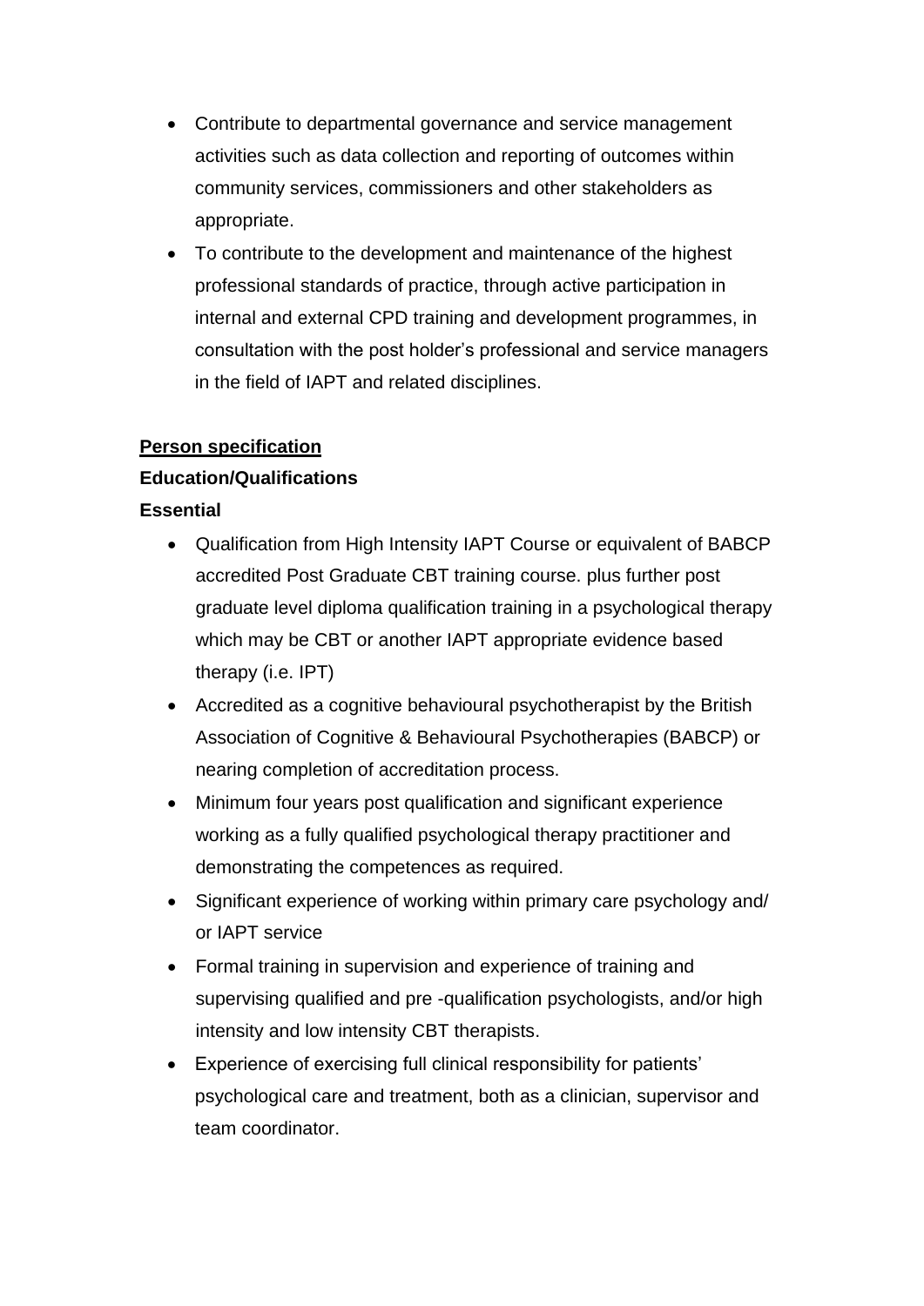- Contribute to departmental governance and service management activities such as data collection and reporting of outcomes within community services, commissioners and other stakeholders as appropriate.
- To contribute to the development and maintenance of the highest professional standards of practice, through active participation in internal and external CPD training and development programmes, in consultation with the post holder's professional and service managers in the field of IAPT and related disciplines.

**Person specification**

**Education/Qualifications**

**Essential**

- Qualification from High Intensity IAPT Course or equivalent of BABCP accredited Post Graduate CBT training course. plus further post graduate level diploma qualification training in a psychological therapy which may be CBT or another IAPT appropriate evidence based therapy (i.e. IPT)
- Accredited as a cognitive behavioural psychotherapist by the British Association of Cognitive & Behavioural Psychotherapies (BABCP) or nearing completion of accreditation process.
- Minimum four years post qualification and significant experience working as a fully qualified psychological therapy practitioner and demonstrating the competences as required.
- Significant experience of working within primary care psychology and/ or IAPT service
- Formal training in supervision and experience of training and supervising qualified and pre -qualification psychologists, and/or high intensity and low intensity CBT therapists.
- Experience of exercising full clinical responsibility for patients' psychological care and treatment, both as a clinician, supervisor and team coordinator.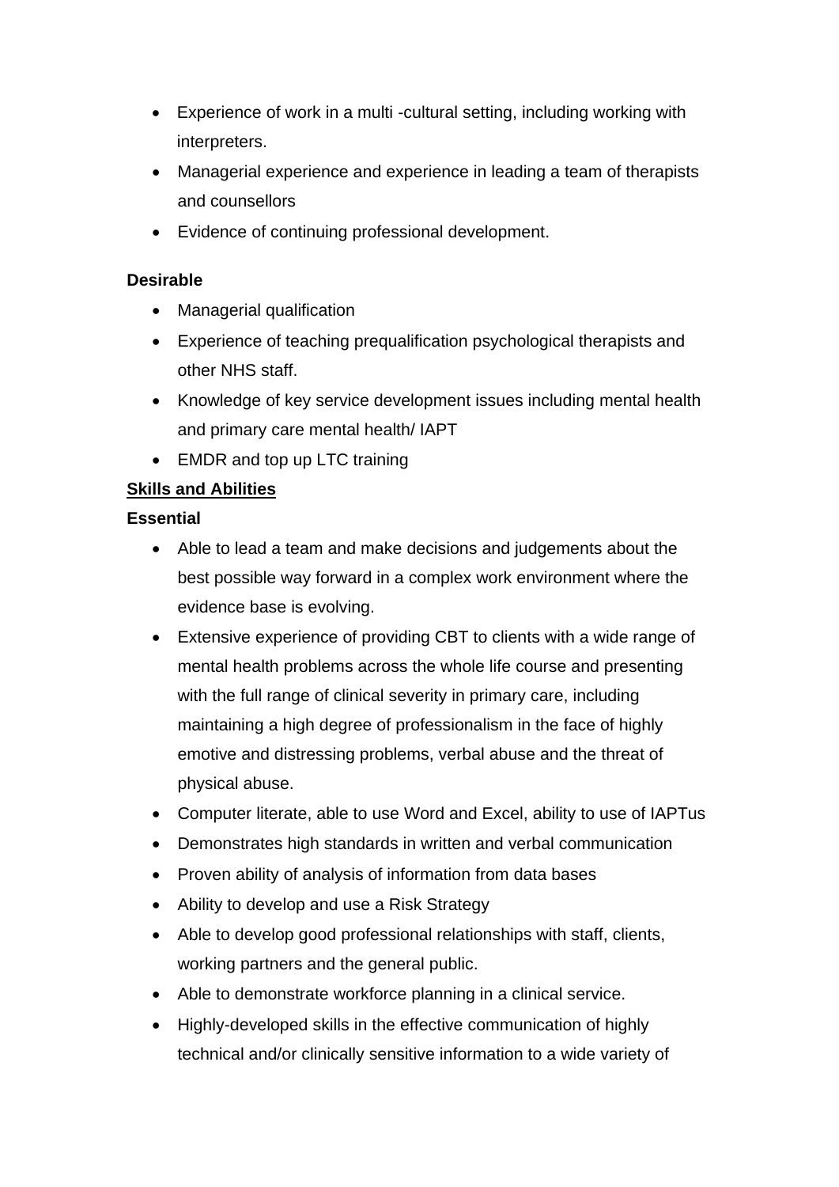- Experience of work in a multi -cultural setting, including working with interpreters.
- Managerial experience and experience in leading a team of therapists and counsellors
- Evidence of continuing professional development.

**Desirable**

- Managerial qualification
- Experience of teaching prequalification psychological therapists and other NHS staff.
- Knowledge of key service development issues including mental health and primary care mental health/ IAPT
- EMDR and top up LTC training

**Skills and Abilities**

**Essential**

- Able to lead a team and make decisions and judgements about the best possible way forward in a complex work environment where the evidence base is evolving.
- Extensive experience of providing CBT to clients with a wide range of mental health problems across the whole life course and presenting with the full range of clinical severity in primary care, including maintaining a high degree of professionalism in the face of highly emotive and distressing problems, verbal abuse and the threat of physical abuse.
- Computer literate, able to use Word and Excel, ability to use of IAPTus
- Demonstrates high standards in written and verbal communication
- Proven ability of analysis of information from data bases
- Ability to develop and use a Risk Strategy
- Able to develop good professional relationships with staff, clients, working partners and the general public.
- Able to demonstrate workforce planning in a clinical service.
- Highly-developed skills in the effective communication of highly technical and/or clinically sensitive information to a wide variety of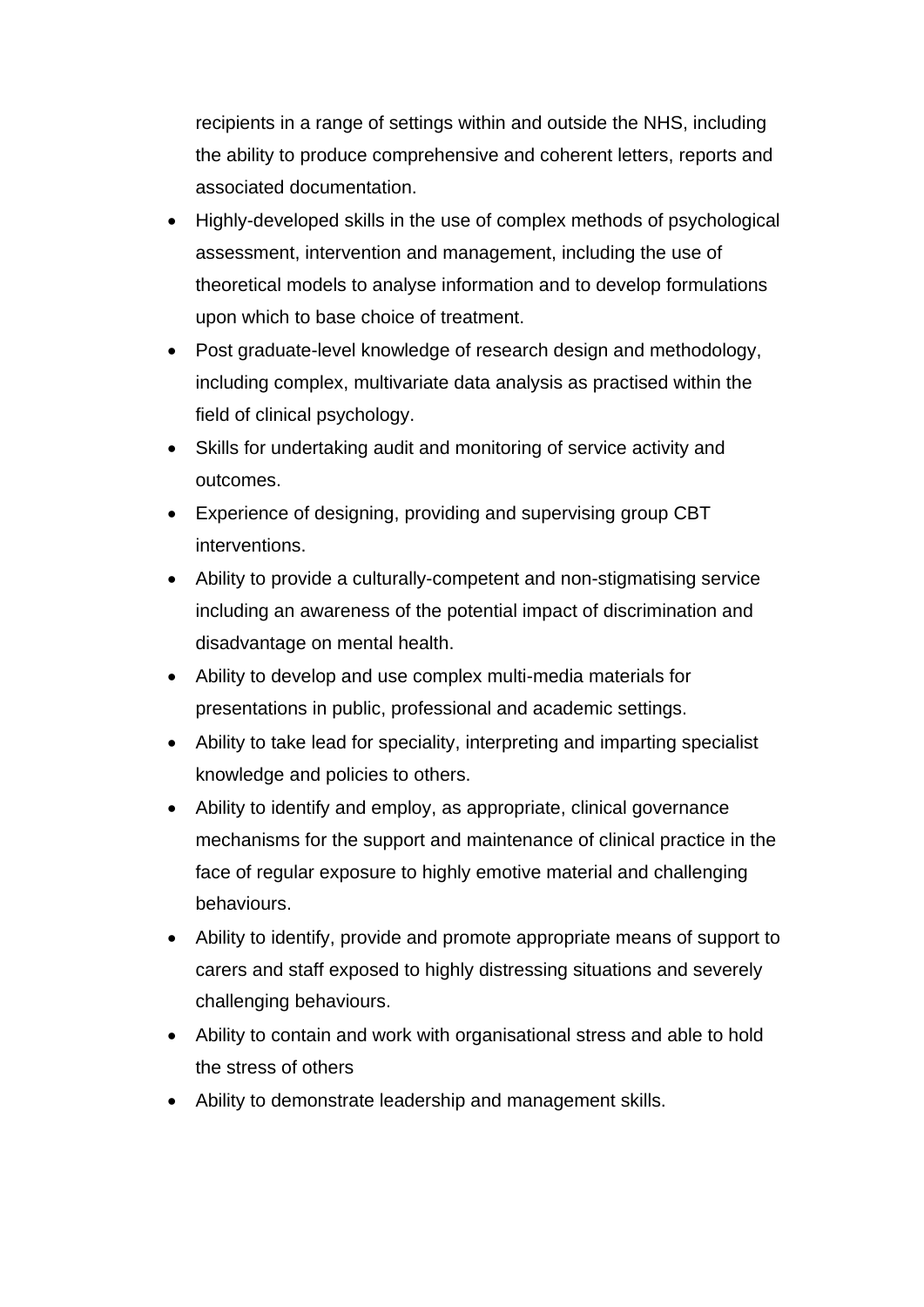recipients in a range of settings within and outside the NHS, including the ability to produce comprehensive and coherent letters, reports and associated documentation.

- Highly-developed skills in the use of complex methods of psychological assessment, intervention and management, including the use of theoretical models to analyse information and to develop formulations upon which to base choice of treatment.
- Post graduate-level knowledge of research design and methodology, including complex, multivariate data analysis as practised within the field of clinical psychology.
- Skills for undertaking audit and monitoring of service activity and outcomes.
- Experience of designing, providing and supervising group CBT interventions.
- Ability to provide a culturally-competent and non-stigmatising service including an awareness of the potential impact of discrimination and disadvantage on mental health.
- Ability to develop and use complex multi-media materials for presentations in public, professional and academic settings.
- Ability to take lead for speciality, interpreting and imparting specialist knowledge and policies to others.
- Ability to identify and employ, as appropriate, clinical governance mechanisms for the support and maintenance of clinical practice in the face of regular exposure to highly emotive material and challenging behaviours.
- Ability to identify, provide and promote appropriate means of support to carers and staff exposed to highly distressing situations and severely challenging behaviours.
- Ability to contain and work with organisational stress and able to hold the stress of others
- Ability to demonstrate leadership and management skills.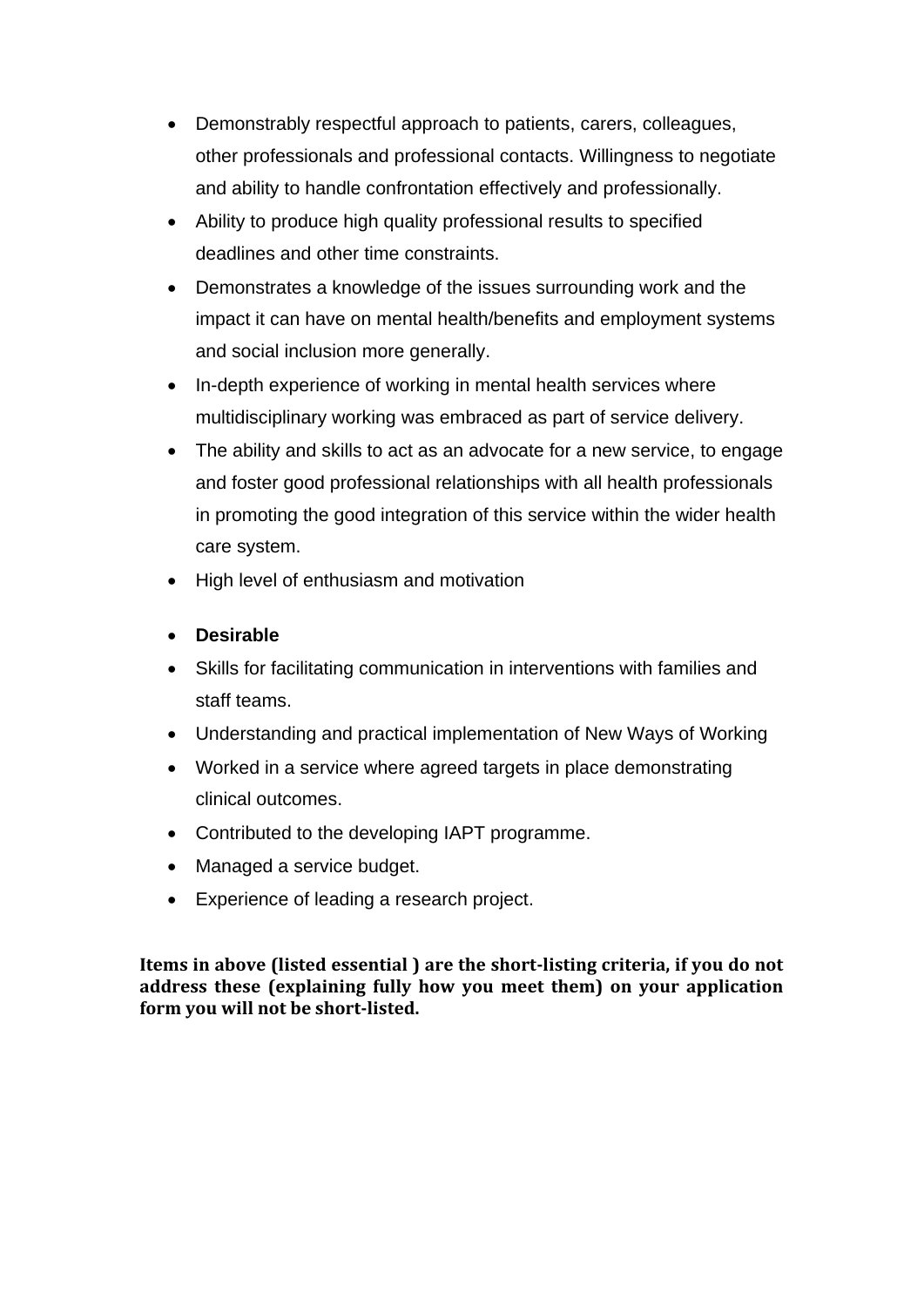- Demonstrably respectful approach to patients, carers, colleagues, other professionals and professional contacts. Willingness to negotiate and ability to handle confrontation effectively and professionally.
- Ability to produce high quality professional results to specified deadlines and other time constraints.
- Demonstrates a knowledge of the issues surrounding work and the impact it can have on mental health/benefits and employment systems and social inclusion more generally.
- In-depth experience of working in mental health services where multidisciplinary working was embraced as part of service delivery.
- The ability and skills to act as an advocate for a new service, to engage and foster good professional relationships with all health professionals in promoting the good integration of this service within the wider health care system.
- High level of enthusiasm and motivation

- **Desirable**
- Skills for facilitating communication in interventions with families and staff teams.
- Understanding and practical implementation of New Ways of Working
- Worked in a service where agreed targets in place demonstrating clinical outcomes.
- Contributed to the developing IAPT programme.
- Managed a service budget.
- Experience of leading a research project.

**Items in above (listed essential ) are the short-listing criteria, if you do not address these (explaining fully how you meet them) on your application form you will not be short-listed.**